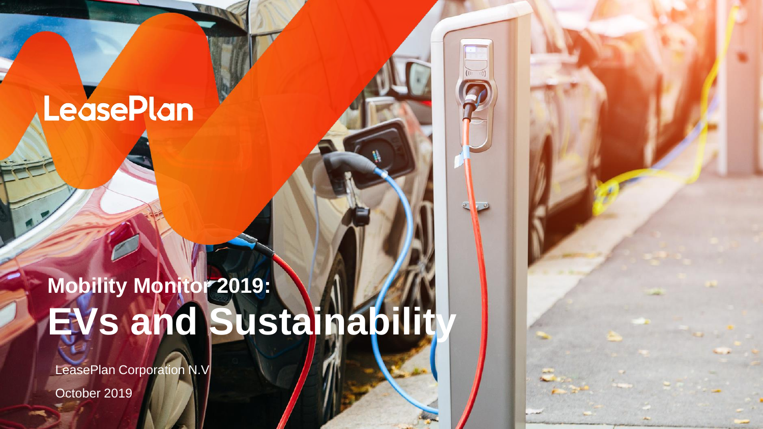LeasePlan

# Mobility Monitor 2019:
# EVs and Sustainability

LeasePlan Corporation N.V

October 2019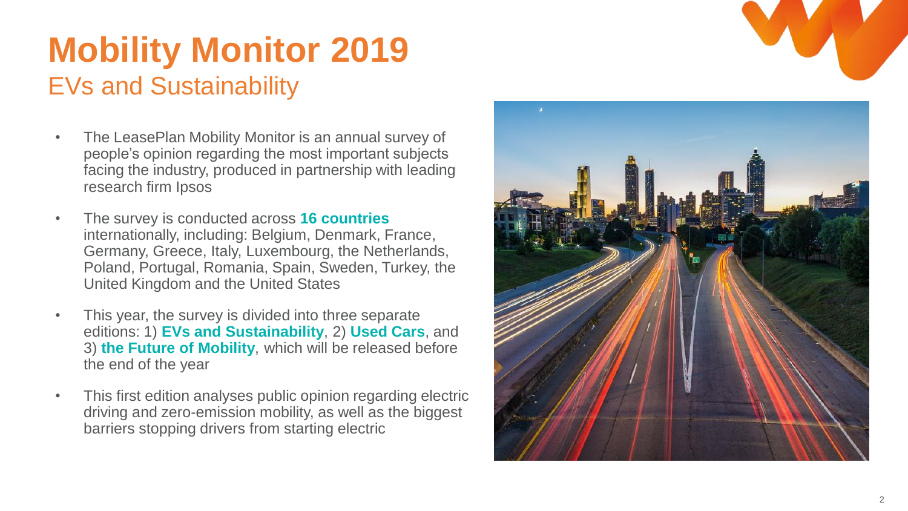# Mobility Monitor 2019

## EVs and Sustainability

- The LeasePlan Mobility Monitor is an annual survey of people's opinion regarding the most important subjects facing the industry, produced in partnership with leading research firm Ipsos
- The survey is conducted across **16 countries** internationally, including: Belgium, Denmark, France, Germany, Greece, Italy, Luxembourg, the Netherlands, Poland, Portugal, Romania, Spain, Sweden, Turkey, the United Kingdom and the United States
- This year, the survey is divided into three separate editions: 1) **EVs and Sustainability**, 2) **Used Cars**, and 3) **the Future of Mobility**, which will be released before the end of the year
- This first edition analyses public opinion regarding electric driving and zero-emission mobility, as well as the biggest barriers stopping drivers from starting electric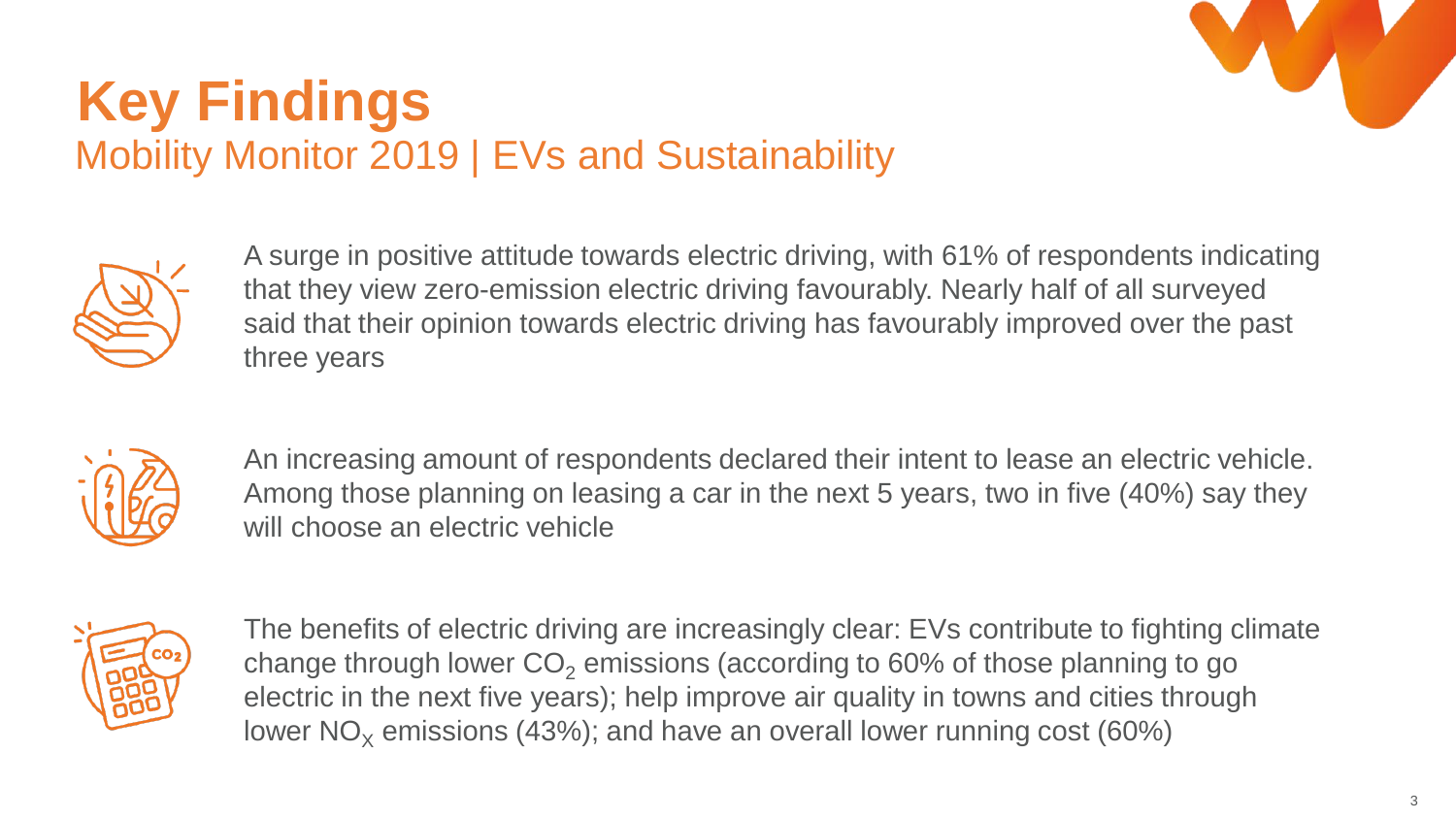# Key Findings

## Mobility Monitor 2019 | EVs and Sustainability

A surge in positive attitude towards electric driving, with 61% of respondents indicating that they view zero-emission electric driving favourably. Nearly half of all surveyed said that their opinion towards electric driving has favourably improved over the past three years

An increasing amount of respondents declared their intent to lease an electric vehicle. Among those planning on leasing a car in the next 5 years, two in five (40%) say they will choose an electric vehicle

The benefits of electric driving are increasingly clear: EVs contribute to fighting climate change through lower $CO_2$ emissions (according to 60% of those planning to go electric in the next five years); help improve air quality in towns and cities through lower $NO_X$ emissions (43%); and have an overall lower running cost (60%)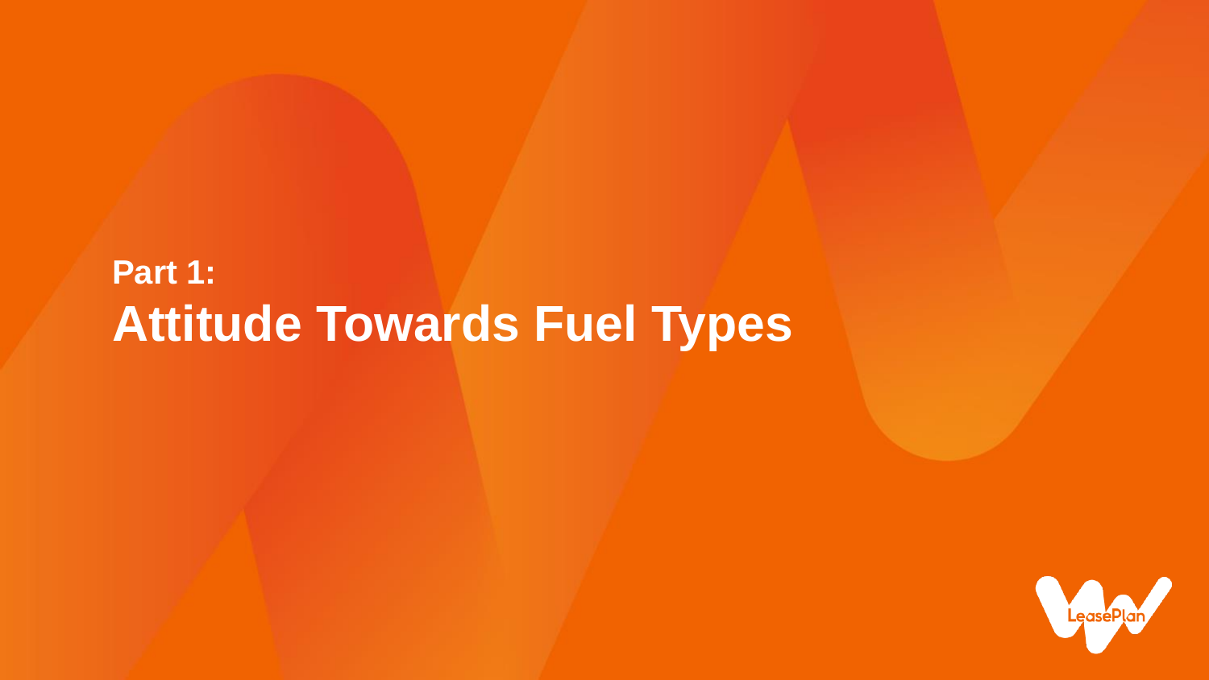# Part 1:
# Attitude Towards Fuel Types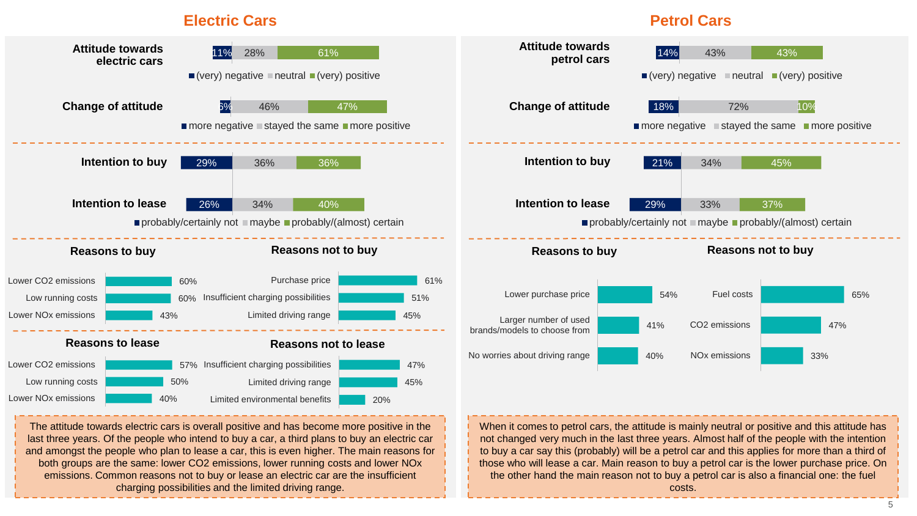## Electric Cars

### Attitude towards electric cars

| (very) negative | neutral | (very) positive |
|---|---|---|
| 11% | 28% | 61% |

### Change of attitude

| more negative | stayed the same | more positive |
|---|---|---|
| 6% | 46% | 47% |

### Intention to buy / Intention to lease

| | probably/certainly not | maybe | probably/(almost) certain |
|---|---|---|---|
| Intention to buy | 29% | 36% | 36% |
| Intention to lease | 26% | 34% | 40% |

### Reasons to buy

| Reason | % |
|---|---|
| Lower CO2 emissions | 60% |
| Low running costs | 60% |
| Lower NOx emissions | 43% |

### Reasons not to buy

| Reason | % |
|---|---|
| Purchase price | 61% |
| Insufficient charging possibilities | 51% |
| Limited driving range | 45% |

### Reasons to lease

| Reason | % |
|---|---|
| Lower CO2 emissions | 57% |
| Low running costs | 50% |
| Lower NOx emissions | 40% |

### Reasons not to lease

| Reason | % |
|---|---|
| Insufficient charging possibilities | 47% |
| Limited driving range | 45% |
| Limited environmental benefits | 20% |

The attitude towards electric cars is overall positive and has become more positive in the last three years. Of the people who intend to buy a car, a third plans to buy an electric car and amongst the people who plan to lease a car, this is even higher. The main reasons for both groups are the same: lower CO2 emissions, lower running costs and lower NOx emissions. Common reasons not to buy or lease an electric car are the insufficient charging possibilities and the limited driving range.

## Petrol Cars

### Attitude towards petrol cars

| (very) negative | neutral | (very) positive |
|---|---|---|
| 14% | 43% | 43% |

### Change of attitude

| more negative | stayed the same | more positive |
|---|---|---|
| 18% | 72% | 10% |

### Intention to buy / Intention to lease

| | probably/certainly not | maybe | probably/(almost) certain |
|---|---|---|---|
| Intention to buy | 21% | 34% | 45% |
| Intention to lease | 29% | 33% | 37% |

### Reasons to buy

| Reason | % |
|---|---|
| Lower purchase price | 54% |
| Larger number of used brands/models to choose from | 41% |
| No worries about driving range | 40% |

### Reasons not to buy

| Reason | % |
|---|---|
| Fuel costs | 65% |
| CO2 emissions | 47% |
| NOx emissions | 33% |

When it comes to petrol cars, the attitude is mainly neutral or positive and this attitude has not changed very much in the last three years. Almost half of the people with the intention to buy a car say this (probably) will be a petrol car and this applies for more than a third of those who will lease a car. Main reason to buy a petrol car is the lower purchase price. On the other hand the main reason not to buy a petrol car is also a financial one: the fuel costs.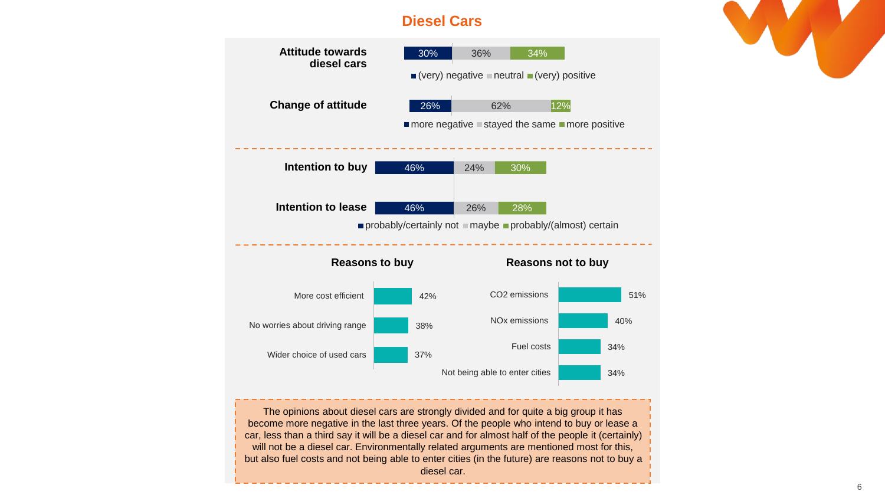# Diesel Cars

| | (very) negative | neutral | (very) positive |
|---|---|---|---|
| Attitude towards diesel cars | 30% | 36% | 34% |

| | more negative | stayed the same | more positive |
|---|---|---|---|
| Change of attitude | 26% | 62% | 12% |

| | probably/certainly not | maybe | probably/(almost) certain |
|---|---|---|---|
| Intention to buy | 46% | 24% | 30% |
| Intention to lease | 46% | 26% | 28% |

**Reasons to buy**

| Reason | % |
|---|---|
| More cost efficient | 42% |
| No worries about driving range | 38% |
| Wider choice of used cars | 37% |

**Reasons not to buy**

| Reason | % |
|---|---|
| $CO_2$ emissions | 51% |
| NOx emissions | 40% |
| Fuel costs | 34% |
| Not being able to enter cities | 34% |

The opinions about diesel cars are strongly divided and for quite a big group it has become more negative in the last three years. Of the people who intend to buy or lease a car, less than a third say it will be a diesel car and for almost half of the people it (certainly) will not be a diesel car. Environmentally related arguments are mentioned most for this, but also fuel costs and not being able to enter cities (in the future) are reasons not to buy a diesel car.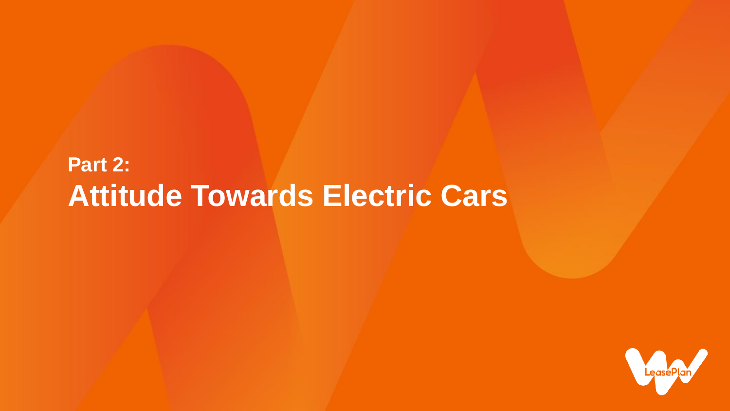## Part 2:

# Attitude Towards Electric Cars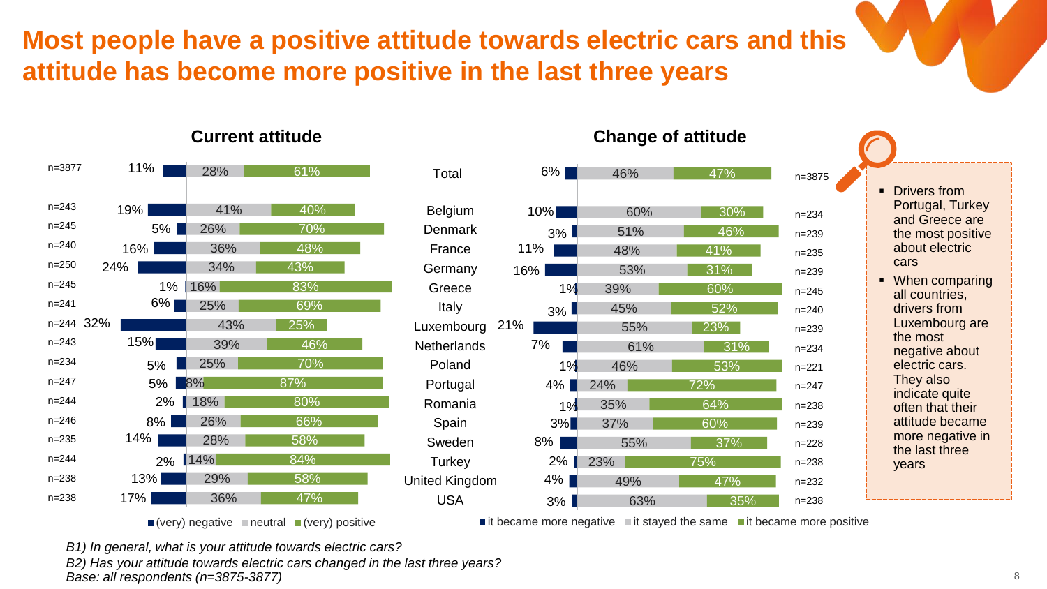# Most people have a positive attitude towards electric cars and this attitude has become more positive in the last three years

### Current attitude / Change of attitude

| n | (very) negative | neutral | (very) positive | Country | it became more negative | it stayed the same | it became more positive | n |
|---|---|---|---|---|---|---|---|---|
| n=3877 | 11% | 28% | 61% | Total | 6% | 46% | 47% | n=3875 |
| n=243 | 19% | 41% | 40% | Belgium | 10% | 60% | 30% | n=234 |
| n=245 | 5% | 26% | 70% | Denmark | 3% | 51% | 46% | n=239 |
| n=240 | 16% | 36% | 48% | France | 11% | 48% | 41% | n=235 |
| n=250 | 24% | 34% | 43% | Germany | 16% | 53% | 31% | n=239 |
| n=245 | 1% | 16% | 83% | Greece | 1% | 39% | 60% | n=245 |
| n=241 | 6% | 25% | 69% | Italy | 3% | 45% | 52% | n=240 |
| n=244 | 32% | 43% | 25% | Luxembourg | 21% | 55% | 23% | n=239 |
| n=243 | 15% | 39% | 46% | Netherlands | 7% | 61% | 31% | n=234 |
| n=234 | 5% | 25% | 70% | Poland | 1% | 46% | 53% | n=221 |
| n=247 | 5% | 8% | 87% | Portugal | 4% | 24% | 72% | n=247 |
| n=244 | 2% | 18% | 80% | Romania | 1% | 35% | 64% | n=238 |
| n=246 | 8% | 26% | 66% | Spain | 3% | 37% | 60% | n=239 |
| n=235 | 14% | 28% | 58% | Sweden | 8% | 55% | 37% | n=228 |
| n=244 | 2% | 14% | 84% | Turkey | 2% | 23% | 75% | n=238 |
| n=238 | 13% | 29% | 58% | United Kingdom | 4% | 49% | 47% | n=232 |
| n=238 | 17% | 36% | 47% | USA | 3% | 63% | 35% | n=238 |

- Drivers from Portugal, Turkey and Greece are the most positive about electric cars
- When comparing all countries, drivers from Luxembourg are the most negative about electric cars. They also indicate quite often that their attitude became more negative in the last three years

*B1) In general, what is your attitude towards electric cars?*
*B2) Has your attitude towards electric cars changed in the last three years?*
*Base: all respondents (n=3875-3877)*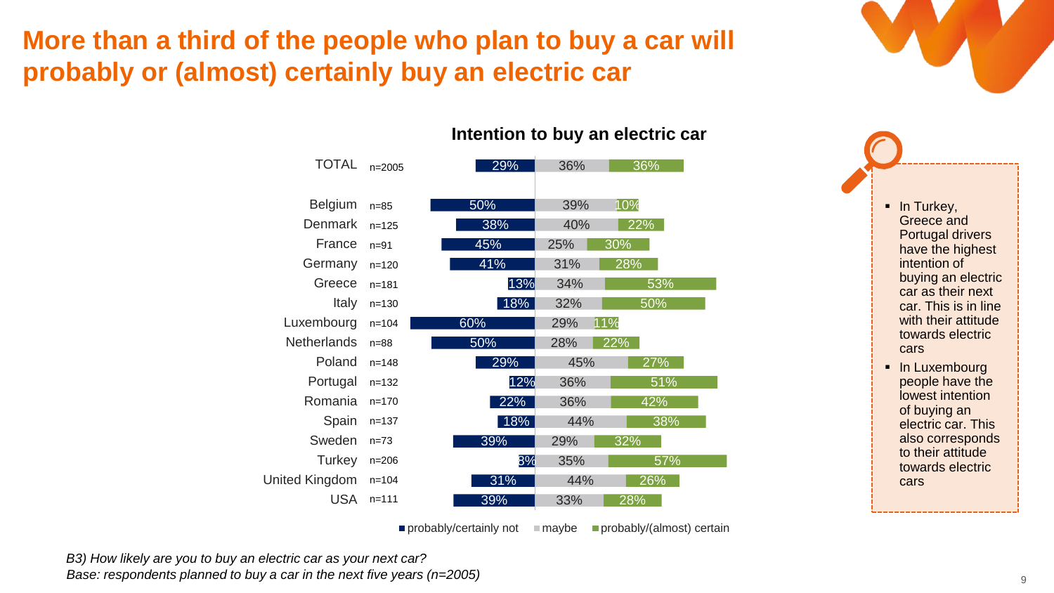# More than a third of the people who plan to buy a car will probably or (almost) certainly buy an electric car

**Intention to buy an electric car**

| | n | probably/certainly not | maybe | probably/(almost) certain |
|---|---|---|---|---|
| TOTAL | n=2005 | 29% | 36% | 36% |
| Belgium | n=85 | 50% | 39% | 10% |
| Denmark | n=125 | 38% | 40% | 22% |
| France | n=91 | 45% | 25% | 30% |
| Germany | n=120 | 41% | 31% | 28% |
| Greece | n=181 | 13% | 34% | 53% |
| Italy | n=130 | 18% | 32% | 50% |
| Luxembourg | n=104 | 60% | 29% | 11% |
| Netherlands | n=88 | 50% | 28% | 22% |
| Poland | n=148 | 29% | 45% | 27% |
| Portugal | n=132 | 12% | 36% | 51% |
| Romania | n=170 | 22% | 36% | 42% |
| Spain | n=137 | 18% | 44% | 38% |
| Sweden | n=73 | 39% | 29% | 32% |
| Turkey | n=206 | 8% | 35% | 57% |
| United Kingdom | n=104 | 31% | 44% | 26% |
| USA | n=111 | 39% | 33% | 28% |

- In Turkey, Greece and Portugal drivers have the highest intention of buying an electric car as their next car. This is in line with their attitude towards electric cars
- In Luxembourg people have the lowest intention of buying an electric car. This also corresponds to their attitude towards electric cars

*B3) How likely are you to buy an electric car as your next car?*
*Base: respondents planned to buy a car in the next five years (n=2005)*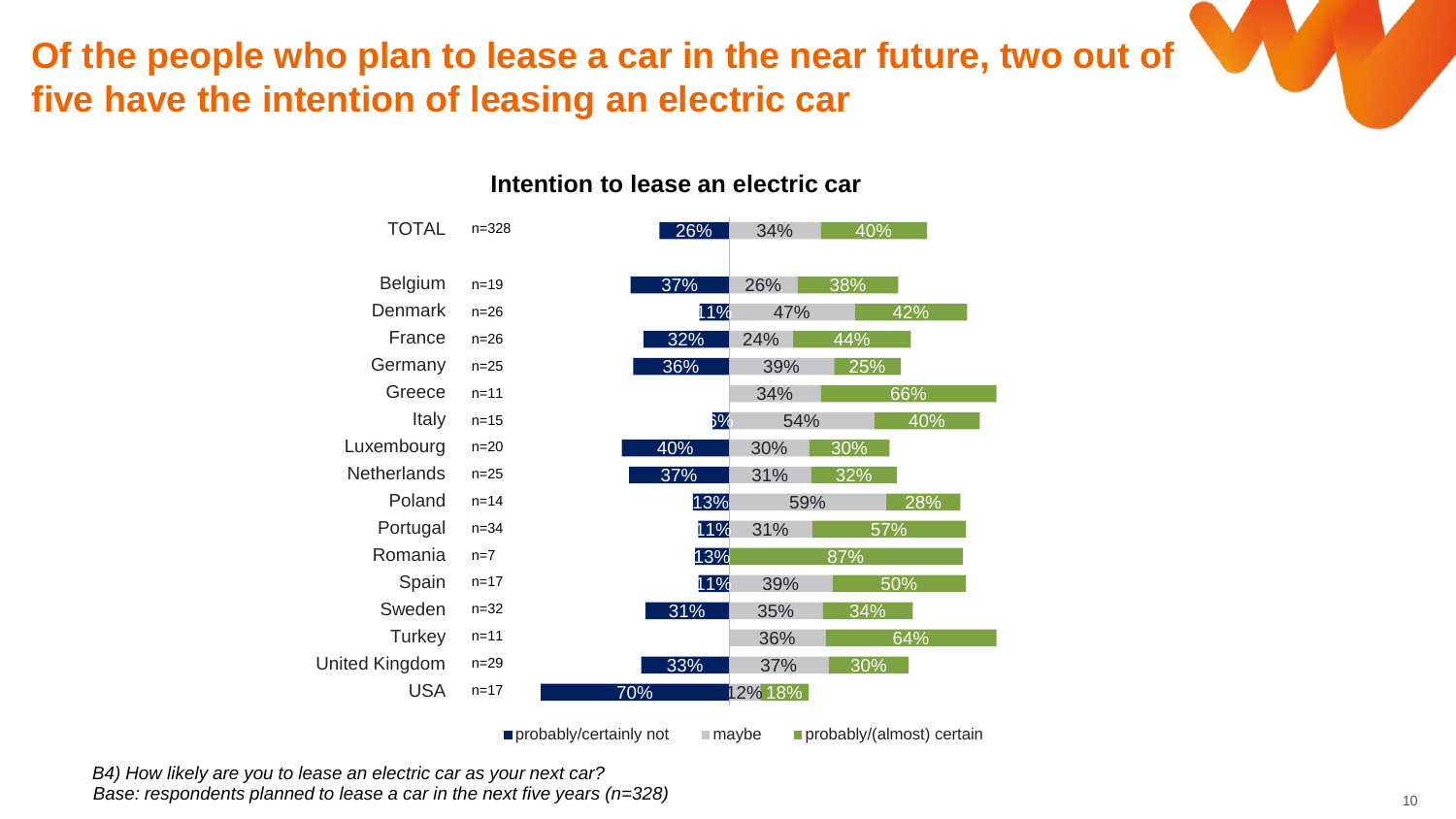# Of the people who plan to lease a car in the near future, two out of five have the intention of leasing an electric car

**Intention to lease an electric car**

| | n | probably/certainly not | maybe | probably/(almost) certain |
|---|---|---|---|---|
| TOTAL | n=328 | 26% | 34% | 40% |
| Belgium | n=19 | 37% | 26% | 38% |
| Denmark | n=26 | 11% | 47% | 42% |
| France | n=26 | 32% | 24% | 44% |
| Germany | n=25 | 36% | 39% | 25% |
| Greece | n=11 | | 34% | 66% |
| Italy | n=15 | 6% | 54% | 40% |
| Luxembourg | n=20 | 40% | 30% | 30% |
| Netherlands | n=25 | 37% | 31% | 32% |
| Poland | n=14 | 13% | 59% | 28% |
| Portugal | n=34 | 11% | 31% | 57% |
| Romania | n=7 | 13% | | 87% |
| Spain | n=17 | 11% | 39% | 50% |
| Sweden | n=32 | 31% | 35% | 34% |
| Turkey | n=11 | | 36% | 64% |
| United Kingdom | n=29 | 33% | 37% | 30% |
| USA | n=17 | 70% | 12% | 18% |

*B4) How likely are you to lease an electric car as your next car?*
*Base: respondents planned to lease a car in the next five years (n=328)*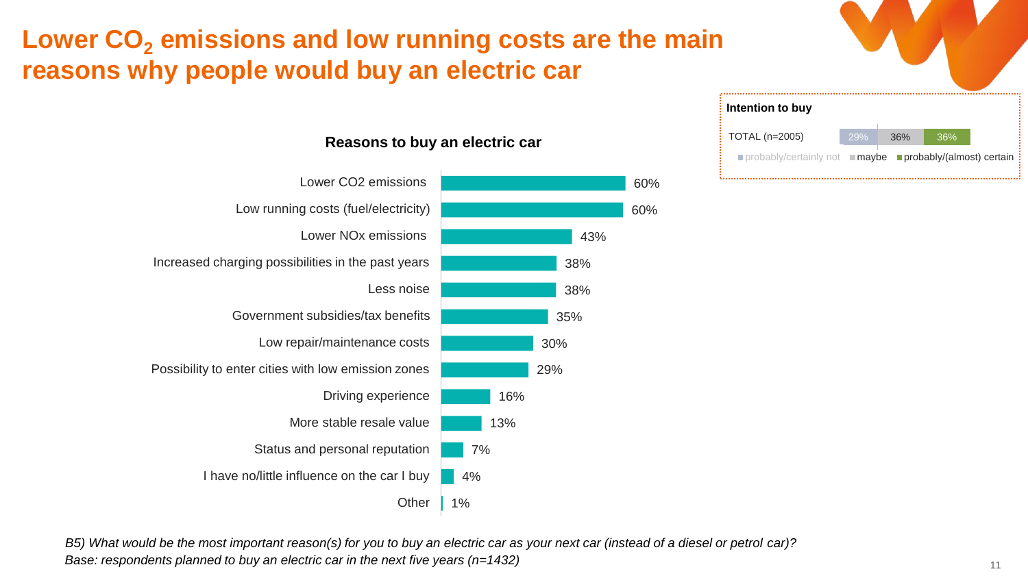# Lower $CO_2$ emissions and low running costs are the main reasons why people would buy an electric car

**Intention to buy**

| | probably/certainly not | maybe | probably/(almost) certain |
|---|---|---|---|
| TOTAL (n=2005) | 29% | 36% | 36% |

**Reasons to buy an electric car**

| Reason | % |
|---|---|
| Lower CO2 emissions | 60% |
| Low running costs (fuel/electricity) | 60% |
| Lower NOx emissions | 43% |
| Increased charging possibilities in the past years | 38% |
| Less noise | 38% |
| Government subsidies/tax benefits | 35% |
| Low repair/maintenance costs | 30% |
| Possibility to enter cities with low emission zones | 29% |
| Driving experience | 16% |
| More stable resale value | 13% |
| Status and personal reputation | 7% |
| I have no/little influence on the car I buy | 4% |
| Other | 1% |

*B5) What would be the most important reason(s) for you to buy an electric car as your next car (instead of a diesel or petrol car)?*
*Base: respondents planned to buy an electric car in the next five years (n=1432)*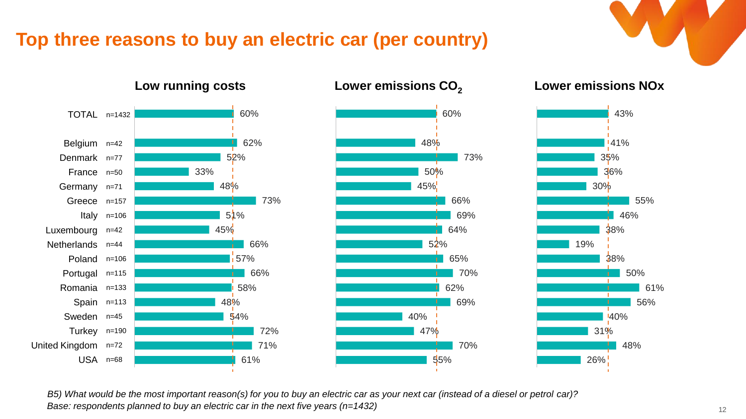# Top three reasons to buy an electric car (per country)

| | n | Low running costs | Lower emissions $CO_2$ | Lower emissions NOx |
|---|---|---|---|---|
| TOTAL | n=1432 | 60% | 60% | 43% |
| Belgium | n=42 | 62% | 48% | 41% |
| Denmark | n=77 | 52% | 73% | 35% |
| France | n=50 | 33% | 50% | 36% |
| Germany | n=71 | 48% | 45% | 30% |
| Greece | n=157 | 73% | 66% | 55% |
| Italy | n=106 | 51% | 69% | 46% |
| Luxembourg | n=42 | 45% | 64% | 38% |
| Netherlands | n=44 | 66% | 52% | 19% |
| Poland | n=106 | 57% | 65% | 38% |
| Portugal | n=115 | 66% | 70% | 50% |
| Romania | n=133 | 58% | 62% | 61% |
| Spain | n=113 | 48% | 69% | 56% |
| Sweden | n=45 | 54% | 40% | 40% |
| Turkey | n=190 | 72% | 47% | 31% |
| United Kingdom | n=72 | 71% | 70% | 48% |
| USA | n=68 | 61% | 55% | 26% |

*B5) What would be the most important reason(s) for you to buy an electric car as your next car (instead of a diesel or petrol car)?*
*Base: respondents planned to buy an electric car in the next five years (n=1432)*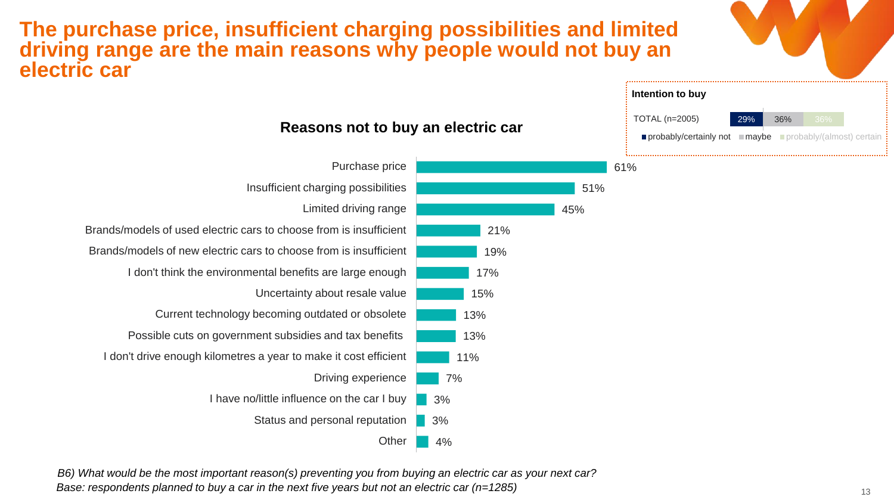# The purchase price, insufficient charging possibilities and limited driving range are the main reasons why people would not buy an electric car

**Intention to buy**

| | probably/certainly not | maybe | probably/(almost) certain |
|---|---|---|---|
| TOTAL (n=2005) | 29% | 36% | 36% |

## Reasons not to buy an electric car

| Reason | % |
|---|---|
| Purchase price | 61% |
| Insufficient charging possibilities | 51% |
| Limited driving range | 45% |
| Brands/models of used electric cars to choose from is insufficient | 21% |
| Brands/models of new electric cars to choose from is insufficient | 19% |
| I don't think the environmental benefits are large enough | 17% |
| Uncertainty about resale value | 15% |
| Current technology becoming outdated or obsolete | 13% |
| Possible cuts on government subsidies and tax benefits | 13% |
| I don't drive enough kilometres a year to make it cost efficient | 11% |
| Driving experience | 7% |
| I have no/little influence on the car I buy | 3% |
| Status and personal reputation | 3% |
| Other | 4% |

*B6) What would be the most important reason(s) preventing you from buying an electric car as your next car?*
*Base: respondents planned to buy a car in the next five years but not an electric car (n=1285)*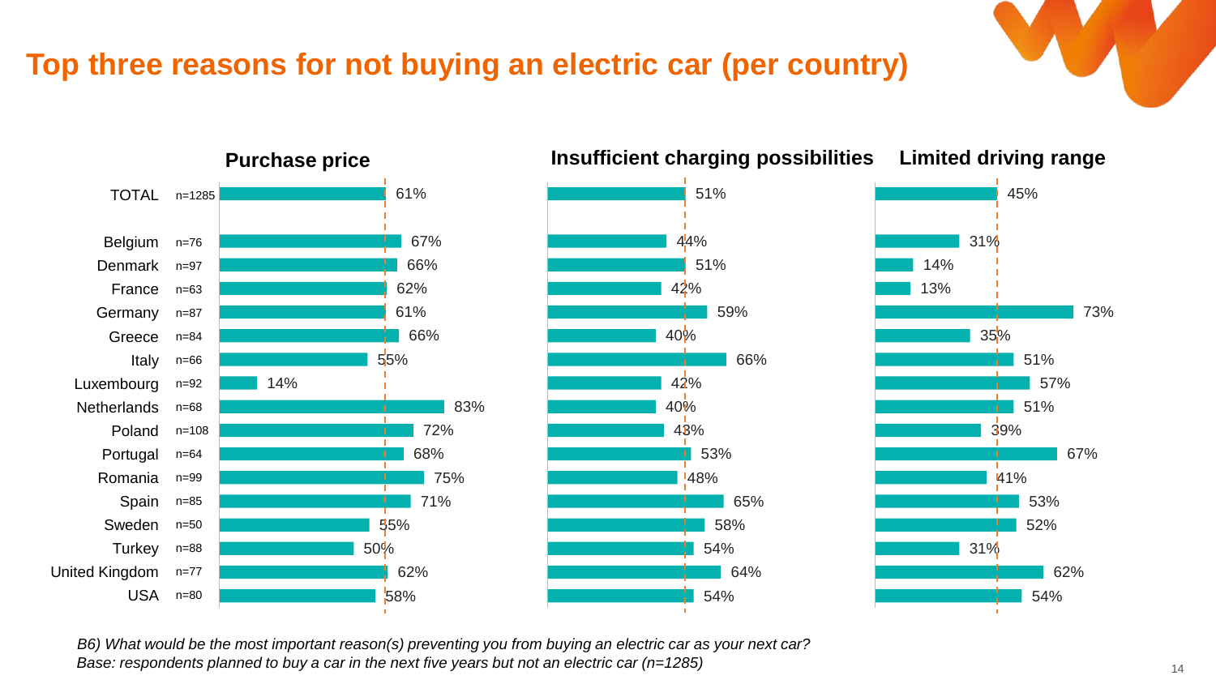# Top three reasons for not buying an electric car (per country)

| Country | n | Purchase price | Insufficient charging possibilities | Limited driving range |
| --- | --- | --- | --- | --- |
| TOTAL | n=1285 | 61% | 51% | 45% |
| Belgium | n=76 | 67% | 44% | 31% |
| Denmark | n=97 | 66% | 51% | 14% |
| France | n=63 | 62% | 42% | 13% |
| Germany | n=87 | 61% | 59% | 73% |
| Greece | n=84 | 66% | 40% | 35% |
| Italy | n=66 | 55% | 66% | 51% |
| Luxembourg | n=92 | 14% | 42% | 57% |
| Netherlands | n=68 | 83% | 40% | 51% |
| Poland | n=108 | 72% | 43% | 39% |
| Portugal | n=64 | 68% | 53% | 67% |
| Romania | n=99 | 75% | 48% | 41% |
| Spain | n=85 | 71% | 65% | 53% |
| Sweden | n=50 | 55% | 58% | 52% |
| Turkey | n=88 | 50% | 54% | 31% |
| United Kingdom | n=77 | 62% | 64% | 62% |
| USA | n=80 | 58% | 54% | 54% |

*B6) What would be the most important reason(s) preventing you from buying an electric car as your next car?*
*Base: respondents planned to buy a car in the next five years but not an electric car (n=1285)*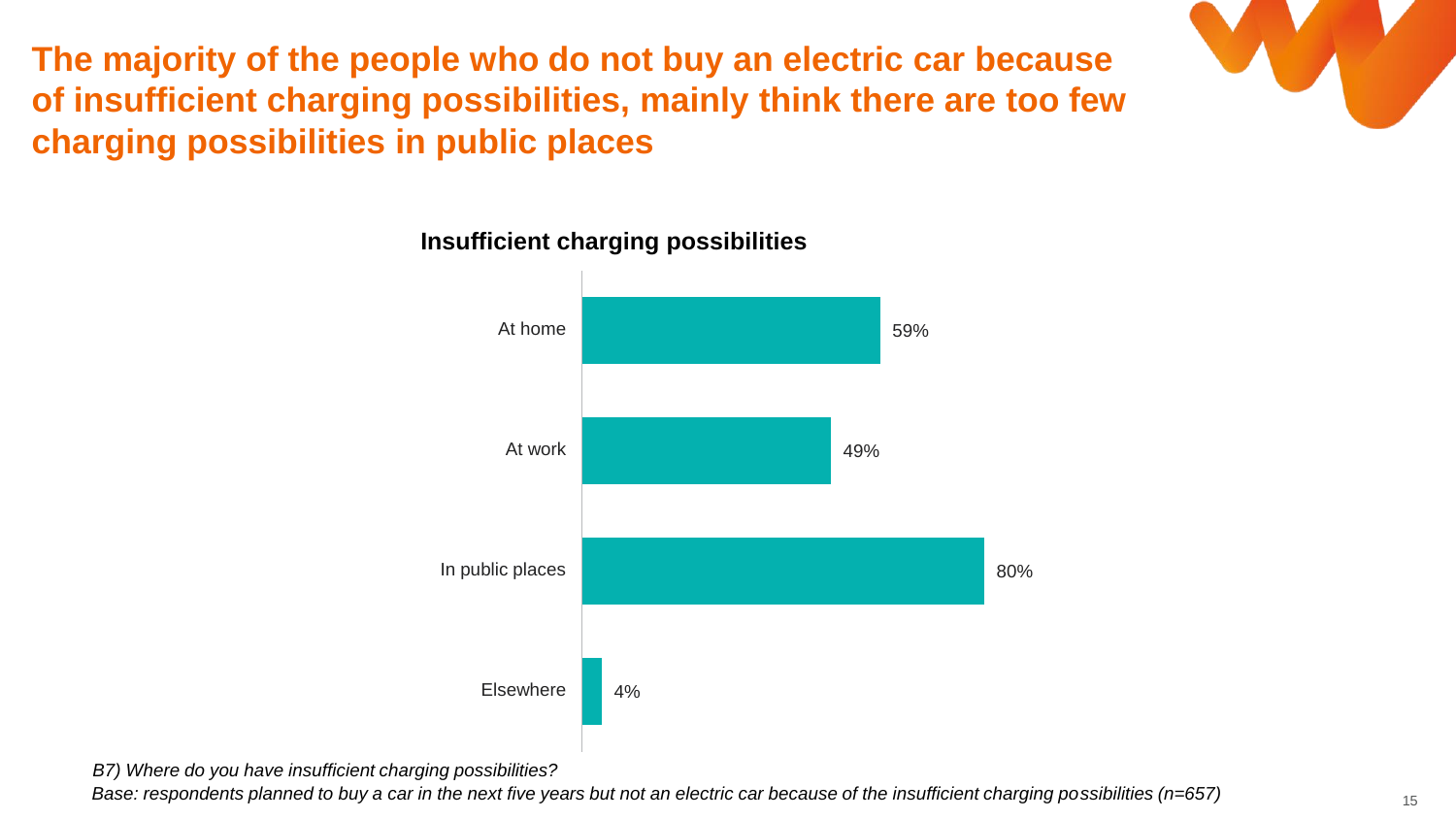# The majority of the people who do not buy an electric car because of insufficient charging possibilities, mainly think there are too few charging possibilities in public places

**Insufficient charging possibilities**

| Location | % |
|---|---|
| At home | 59% |
| At work | 49% |
| In public places | 80% |
| Elsewhere | 4% |

*B7) Where do you have insufficient charging possibilities?*

*Base: respondents planned to buy a car in the next five years but not an electric car because of the insufficient charging possibilities (n=657)*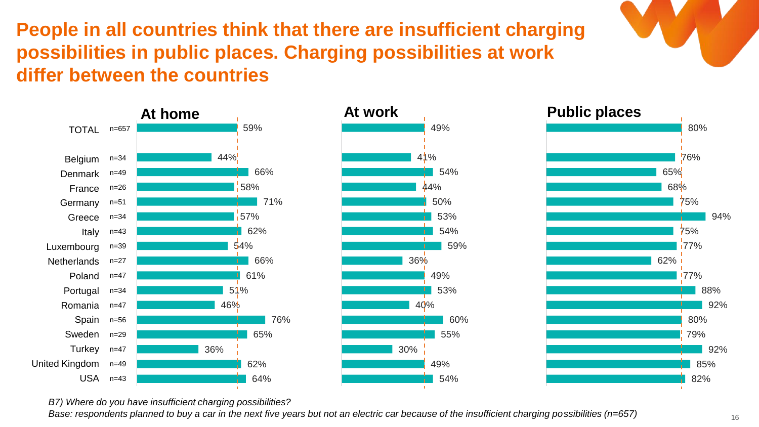# People in all countries think that there are insufficient charging possibilities in public places. Charging possibilities at work differ between the countries

| | n | At home | At work | Public places |
|---|---|---|---|---|
| TOTAL | n=657 | 59% | 49% | 80% |
| Belgium | n=34 | 44% | 41% | 76% |
| Denmark | n=49 | 66% | 54% | 65% |
| France | n=26 | 58% | 44% | 68% |
| Germany | n=51 | 71% | 50% | 75% |
| Greece | n=34 | 57% | 53% | 94% |
| Italy | n=43 | 62% | 54% | 75% |
| Luxembourg | n=39 | 54% | 59% | 77% |
| Netherlands | n=27 | 66% | 36% | 62% |
| Poland | n=47 | 61% | 49% | 77% |
| Portugal | n=34 | 51% | 53% | 88% |
| Romania | n=47 | 46% | 40% | 92% |
| Spain | n=56 | 76% | 60% | 80% |
| Sweden | n=29 | 65% | 55% | 79% |
| Turkey | n=47 | 36% | 30% | 92% |
| United Kingdom | n=49 | 62% | 49% | 85% |
| USA | n=43 | 64% | 54% | 82% |

*B7) Where do you have insufficient charging possibilities?*

*Base: respondents planned to buy a car in the next five years but not an electric car because of the insufficient charging possibilities (n=657)*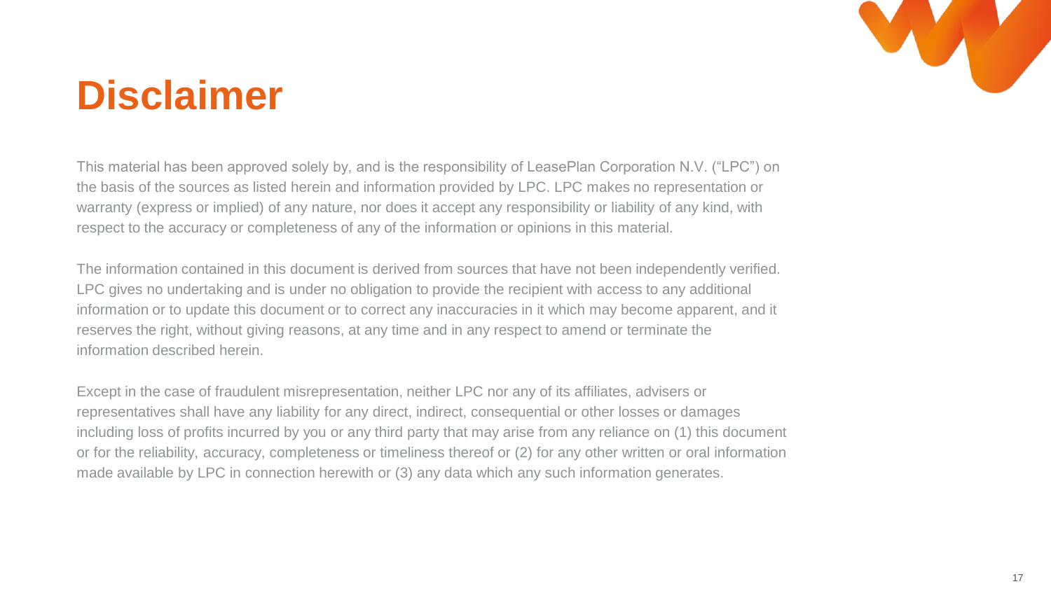# Disclaimer

This material has been approved solely by, and is the responsibility of LeasePlan Corporation N.V. ("LPC") on the basis of the sources as listed herein and information provided by LPC. LPC makes no representation or warranty (express or implied) of any nature, nor does it accept any responsibility or liability of any kind, with respect to the accuracy or completeness of any of the information or opinions in this material.

The information contained in this document is derived from sources that have not been independently verified. LPC gives no undertaking and is under no obligation to provide the recipient with access to any additional information or to update this document or to correct any inaccuracies in it which may become apparent, and it reserves the right, without giving reasons, at any time and in any respect to amend or terminate the information described herein.

Except in the case of fraudulent misrepresentation, neither LPC nor any of its affiliates, advisers or representatives shall have any liability for any direct, indirect, consequential or other losses or damages including loss of profits incurred by you or any third party that may arise from any reliance on (1) this document or for the reliability, accuracy, completeness or timeliness thereof or (2) for any other written or oral information made available by LPC in connection herewith or (3) any data which any such information generates.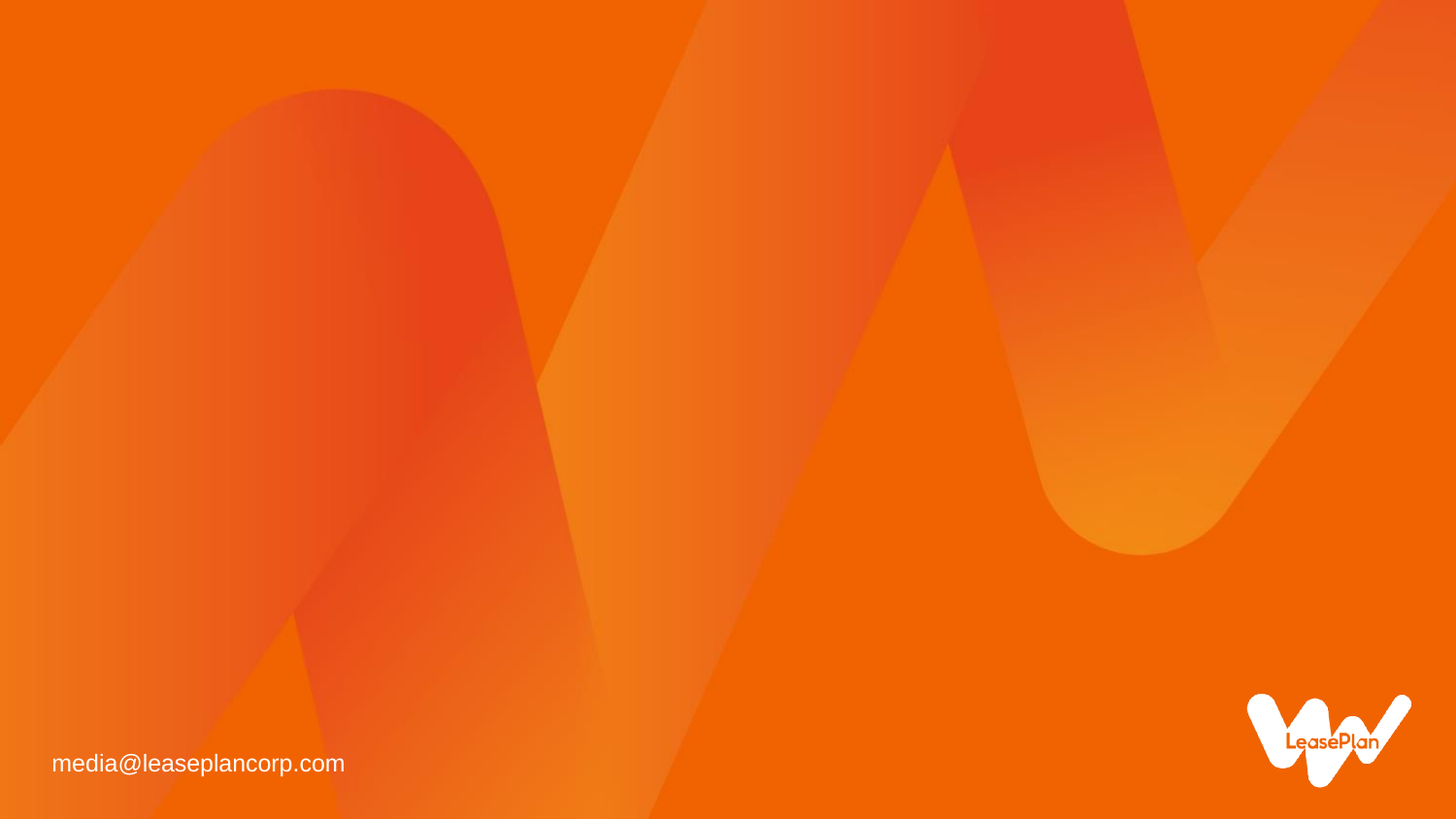media@leaseplancorp.com

LeasePlan